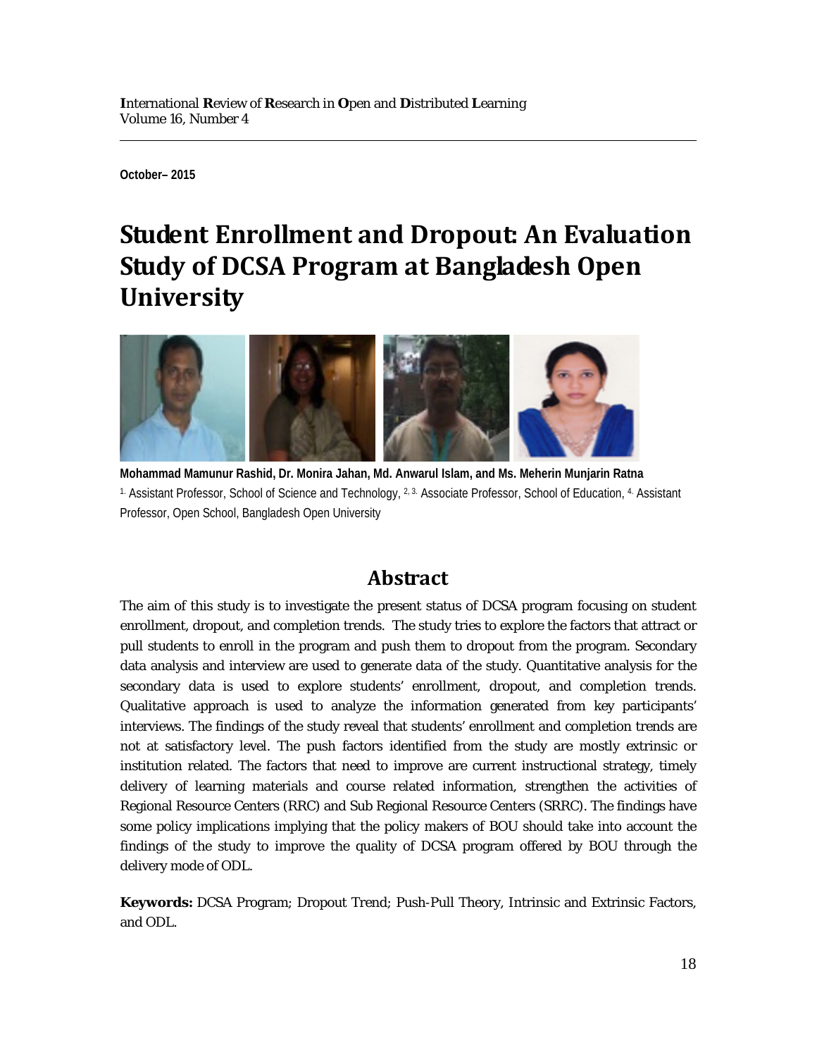October– 2015

# Student Enrollment and Dropout: An Evaluation Study of DCSA Program at Bangladesh Open University

**Mohammad Mamunur Rashid, Dr. Monira Jahan, Md. Anwarul Islam, and Ms. Meherin Munjarin Ratna**

[1] Assistant Professor, School of Science and Technology, [2, 3] Associate Professor, School of Education, [4] Assistant Professor, Open School, Bangladesh Open University

## Abstract

The aim of this study is to investigate the present status of DCSA program focusing on student enrollment, dropout, and completion trends. The study tries to explore the factors that attract or pull students to enroll in the program and push them to dropout from the program. Secondary data analysis and interview are used to generate data of the study. Quantitative analysis for the secondary data is used to explore students' enrollment, dropout, and completion trends. Qualitative approach is used to analyze the information generated from key participants' interviews. The findings of the study reveal that students' enrollment and completion trends are not at satisfactory level. The push factors identified from the study are mostly extrinsic or institution related. The factors that need to improve are current instructional strategy, timely delivery of learning materials and course related information, strengthen the activities of Regional Resource Centers (RRC) and Sub Regional Resource Centers (SRRC). The findings have some policy implications implying that the policy makers of BOU should take into account the findings of the study to improve the quality of DCSA program offered by BOU through the delivery mode of ODL.

**Keywords:** DCSA Program; Dropout Trend; Push-Pull Theory, Intrinsic and Extrinsic Factors, and ODL.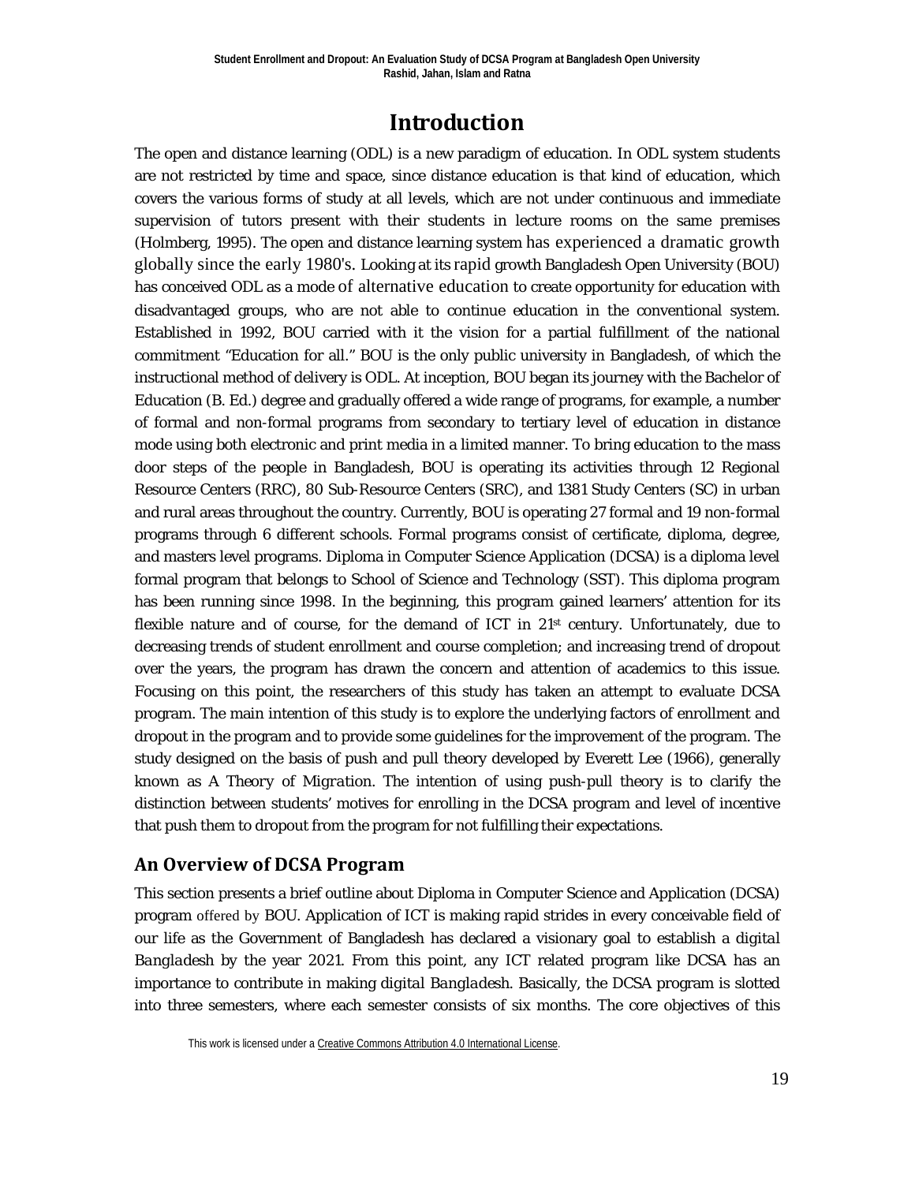# Introduction

The open and distance learning (ODL) is a new paradigm of education. In ODL system students are not restricted by time and space, since distance education is that kind of education, which covers the various forms of study at all levels, which are not under continuous and immediate supervision of tutors present with their students in lecture rooms on the same premises (Holmberg, 1995). The open and distance learning system has experienced a dramatic growth globally since the early 1980's. Looking at its rapid growth Bangladesh Open University (BOU) has conceived ODL as a mode of alternative education to create opportunity for education with disadvantaged groups, who are not able to continue education in the conventional system. Established in 1992, BOU carried with it the vision for a partial fulfillment of the national commitment "Education for all." BOU is the only public university in Bangladesh, of which the instructional method of delivery is ODL. At inception, BOU began its journey with the Bachelor of Education (B. Ed.) degree and gradually offered a wide range of programs, for example, a number of formal and non-formal programs from secondary to tertiary level of education in distance mode using both electronic and print media in a limited manner. To bring education to the mass door steps of the people in Bangladesh, BOU is operating its activities through 12 Regional Resource Centers (RRC), 80 Sub-Resource Centers (SRC), and 1381 Study Centers (SC) in urban and rural areas throughout the country. Currently, BOU is operating 27 formal and 19 non-formal programs through 6 different schools. Formal programs consist of certificate, diploma, degree, and masters level programs. Diploma in Computer Science Application (DCSA) is a diploma level formal program that belongs to School of Science and Technology (SST). This diploma program has been running since 1998. In the beginning, this program gained learners' attention for its flexible nature and of course, for the demand of ICT in 21st century. Unfortunately, due to decreasing trends of student enrollment and course completion; and increasing trend of dropout over the years, the program has drawn the concern and attention of academics to this issue. Focusing on this point, the researchers of this study has taken an attempt to evaluate DCSA program. The main intention of this study is to explore the underlying factors of enrollment and dropout in the program and to provide some guidelines for the improvement of the program. The study designed on the basis of push and pull theory developed by Everett Lee (1966), generally known as *A Theory of Migration*. The intention of using push-pull theory is to clarify the distinction between students' motives for enrolling in the DCSA program and level of incentive that push them to dropout from the program for not fulfilling their expectations.

## An Overview of DCSA Program

This section presents a brief outline about Diploma in Computer Science and Application (DCSA) program offered by BOU. Application of ICT is making rapid strides in every conceivable field of our life as the Government of Bangladesh has declared a visionary goal to establish a *digital Bangladesh* by the year 2021. From this point, any ICT related program like DCSA has an importance to contribute in making *digital Bangladesh*. Basically, the DCSA program is slotted into three semesters, where each semester consists of six months. The core objectives of this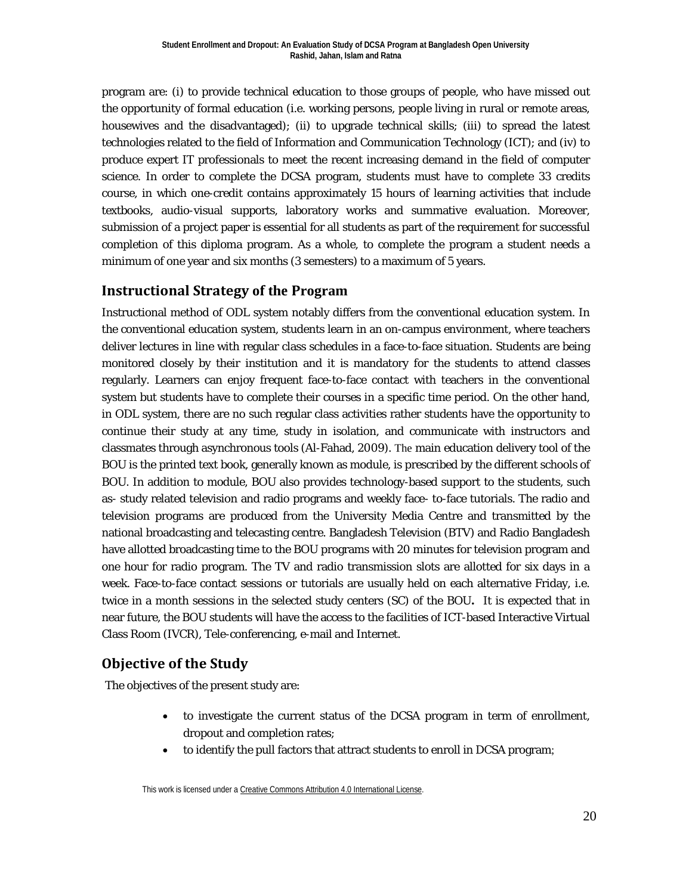program are: (i) to provide technical education to those groups of people, who have missed out the opportunity of formal education (i.e. working persons, people living in rural or remote areas, housewives and the disadvantaged); (ii) to upgrade technical skills; (iii) to spread the latest technologies related to the field of Information and Communication Technology (ICT); and (iv) to produce expert IT professionals to meet the recent increasing demand in the field of computer science. In order to complete the DCSA program, students must have to complete 33 credits course, in which one-credit contains approximately 15 hours of learning activities that include textbooks, audio-visual supports, laboratory works and summative evaluation. Moreover, submission of a project paper is essential for all students as part of the requirement for successful completion of this diploma program. As a whole, to complete the program a student needs a minimum of one year and six months (3 semesters) to a maximum of 5 years.

## Instructional Strategy of the Program

Instructional method of ODL system notably differs from the conventional education system. In the conventional education system, students learn in an on-campus environment, where teachers deliver lectures in line with regular class schedules in a face-to-face situation. Students are being monitored closely by their institution and it is mandatory for the students to attend classes regularly. Learners can enjoy frequent face-to-face contact with teachers in the conventional system but students have to complete their courses in a specific time period. On the other hand, in ODL system, there are no such regular class activities rather students have the opportunity to continue their study at any time, study in isolation, and communicate with instructors and classmates through asynchronous tools (Al-Fahad, 2009). The main education delivery tool of the BOU is the printed text book, generally known as module, is prescribed by the different schools of BOU. In addition to module, BOU also provides technology-based support to the students, such as- study related television and radio programs and weekly face- to-face tutorials. The radio and television programs are produced from the University Media Centre and transmitted by the national broadcasting and telecasting centre. Bangladesh Television (BTV) and Radio Bangladesh have allotted broadcasting time to the BOU programs with 20 minutes for television program and one hour for radio program. The TV and radio transmission slots are allotted for six days in a week. Face-to-face contact sessions or tutorials are usually held on each alternative Friday, i.e. twice in a month sessions in the selected study centers (SC) of the BOU**.** It is expected that in near future, the BOU students will have the access to the facilities of ICT-based Interactive Virtual Class Room (IVCR), Tele-conferencing, e-mail and Internet.

## Objective of the Study

The objectives of the present study are:

- to investigate the current status of the DCSA program in term of enrollment, dropout and completion rates;
- to identify the pull factors that attract students to enroll in DCSA program;

This work is licensed under a Creative Commons Attribution 4.0 International License.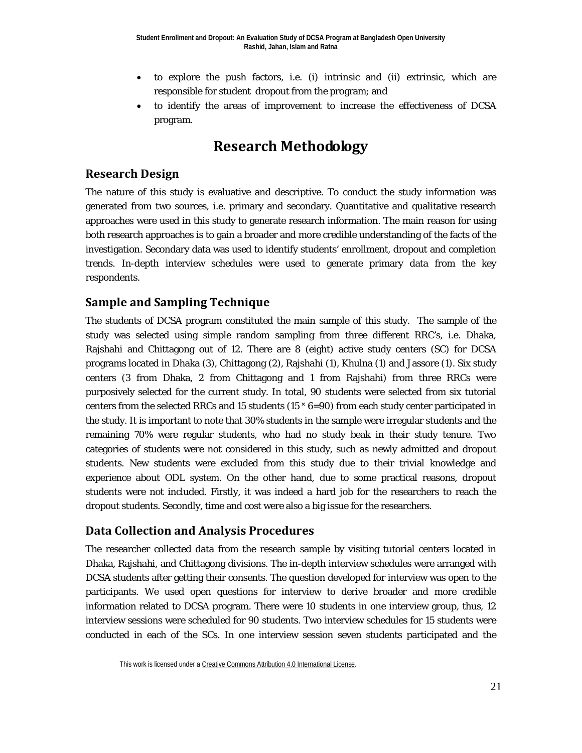- to explore the push factors, i.e. (i) intrinsic and (ii) extrinsic, which are responsible for student dropout from the program; and
- to identify the areas of improvement to increase the effectiveness of DCSA program.

# Research Methodology

## Research Design

The nature of this study is evaluative and descriptive. To conduct the study information was generated from two sources, i.e. primary and secondary. Quantitative and qualitative research approaches were used in this study to generate research information. The main reason for using both research approaches is to gain a broader and more credible understanding of the facts of the investigation. Secondary data was used to identify students' enrollment, dropout and completion trends. In-depth interview schedules were used to generate primary data from the key respondents.

## Sample and Sampling Technique

The students of DCSA program constituted the main sample of this study. The sample of the study was selected using simple random sampling from three different RRC's, i.e. Dhaka, Rajshahi and Chittagong out of 12. There are 8 (eight) active study centers (SC) for DCSA programs located in Dhaka (3), Chittagong (2), Rajshahi (1), Khulna (1) and Jassore (1). Six study centers (3 from Dhaka, 2 from Chittagong and 1 from Rajshahi) from three RRCs were purposively selected for the current study. In total, 90 students were selected from six tutorial centers from the selected RRCs and 15 students (15 * 6=90) from each study center participated in the study. It is important to note that 30% students in the sample were irregular students and the remaining 70% were regular students, who had no study beak in their study tenure. Two categories of students were not considered in this study, such as newly admitted and dropout students. New students were excluded from this study due to their trivial knowledge and experience about ODL system. On the other hand, due to some practical reasons, dropout students were not included. Firstly, it was indeed a hard job for the researchers to reach the dropout students. Secondly, time and cost were also a big issue for the researchers.

## Data Collection and Analysis Procedures

The researcher collected data from the research sample by visiting tutorial centers located in Dhaka, Rajshahi, and Chittagong divisions. The in-depth interview schedules were arranged with DCSA students after getting their consents. The question developed for interview was open to the participants. We used open questions for interview to derive broader and more credible information related to DCSA program. There were 10 students in one interview group, thus, 12 interview sessions were scheduled for 90 students. Two interview schedules for 15 students were conducted in each of the SCs. In one interview session seven students participated and the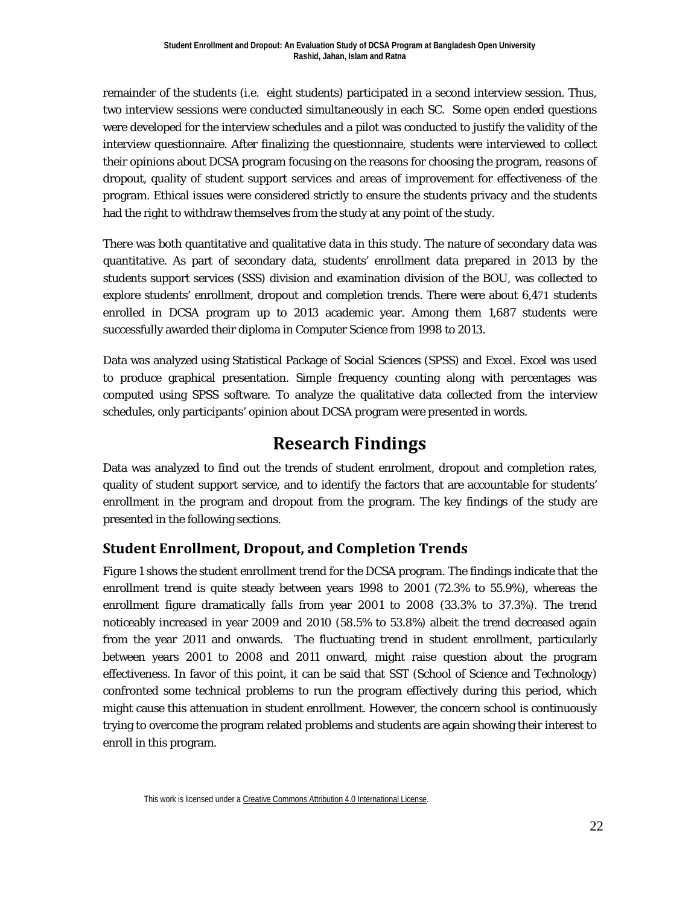remainder of the students (i.e. eight students) participated in a second interview session. Thus, two interview sessions were conducted simultaneously in each SC. Some open ended questions were developed for the interview schedules and a pilot was conducted to justify the validity of the interview questionnaire. After finalizing the questionnaire, students were interviewed to collect their opinions about DCSA program focusing on the reasons for choosing the program, reasons of dropout, quality of student support services and areas of improvement for effectiveness of the program. Ethical issues were considered strictly to ensure the students privacy and the students had the right to withdraw themselves from the study at any point of the study.

There was both quantitative and qualitative data in this study. The nature of secondary data was quantitative. As part of secondary data, students' enrollment data prepared in 2013 by the students support services (SSS) division and examination division of the BOU, was collected to explore students' enrollment, dropout and completion trends. There were about 6,471 students enrolled in DCSA program up to 2013 academic year. Among them 1,687 students were successfully awarded their diploma in Computer Science from 1998 to 2013.

Data was analyzed using Statistical Package of Social Sciences (SPSS) and Excel. Excel was used to produce graphical presentation. Simple frequency counting along with percentages was computed using SPSS software. To analyze the qualitative data collected from the interview schedules, only participants' opinion about DCSA program were presented in words.

# Research Findings

Data was analyzed to find out the trends of student enrolment, dropout and completion rates, quality of student support service, and to identify the factors that are accountable for students' enrollment in the program and dropout from the program. The key findings of the study are presented in the following sections.

## Student Enrollment, Dropout, and Completion Trends

Figure 1 shows the student enrollment trend for the DCSA program. The findings indicate that the enrollment trend is quite steady between years 1998 to 2001 (72.3% to 55.9%), whereas the enrollment figure dramatically falls from year 2001 to 2008 (33.3% to 37.3%). The trend noticeably increased in year 2009 and 2010 (58.5% to 53.8%) albeit the trend decreased again from the year 2011 and onwards. The fluctuating trend in student enrollment, particularly between years 2001 to 2008 and 2011 onward, might raise question about the program effectiveness. In favor of this point, it can be said that SST (School of Science and Technology) confronted some technical problems to run the program effectively during this period, which might cause this attenuation in student enrollment. However, the concern school is continuously trying to overcome the program related problems and students are again showing their interest to enroll in this program.

This work is licensed under a Creative Commons Attribution 4.0 International License.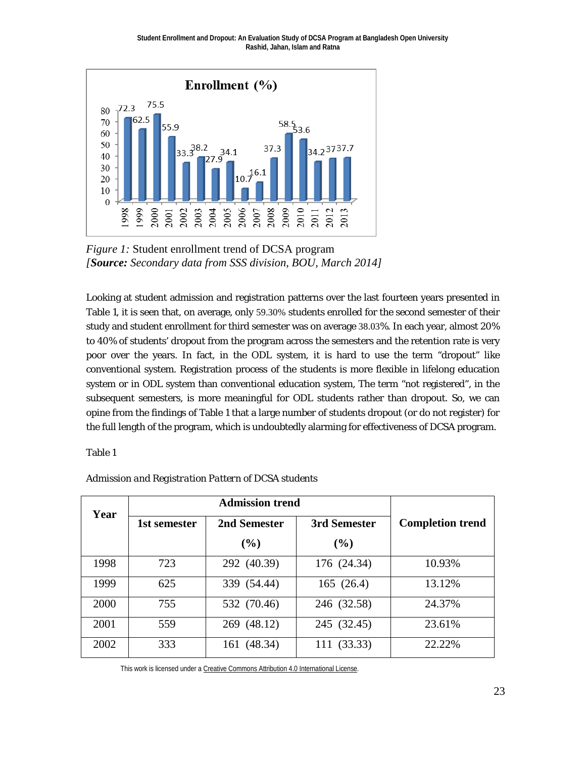Enrollment (%)

80
70
60
50
40
30
20
10
0

72.3 62.5 75.5 55.9 33.3 38.2 27.9 34.1 10.7 16.1 37.3 58.5 53.6 34.2 37 37.7

1998 1999 2000 2001 2002 2003 2004 2005 2006 2007 2008 2009 2010 2011 2012 2013

*Figure 1:* Student enrollment trend of DCSA program
*[**Source:** Secondary data from SSS division, BOU, March 2014]*

Looking at student admission and registration patterns over the last fourteen years presented in Table 1, it is seen that, on average, only 59.30% students enrolled for the second semester of their study and student enrollment for third semester was on average 38.03%. In each year, almost 20% to 40% of students' dropout from the program across the semesters and the retention rate is very poor over the years. In fact, in the ODL system, it is hard to use the term "dropout" like conventional system. Registration process of the students is more flexible in lifelong education system or in ODL system than conventional education system, The term "not registered", in the subsequent semesters, is more meaningful for ODL students rather than dropout. So, we can opine from the findings of Table 1 that a large number of students dropout (or do not register) for the full length of the program, which is undoubtedly alarming for effectiveness of DCSA program.

Table 1

*Admission and Registration Pattern of DCSA students*

| Year | Admission trend | | | Completion trend |
|---|---|---|---|---|
| | 1st semester | 2nd Semester (%) | 3rd Semester (%) | |
| 1998 | 723 | 292 (40.39) | 176 (24.34) | 10.93% |
| 1999 | 625 | 339 (54.44) | 165 (26.4) | 13.12% |
| 2000 | 755 | 532 (70.46) | 246 (32.58) | 24.37% |
| 2001 | 559 | 269 (48.12) | 245 (32.45) | 23.61% |
| 2002 | 333 | 161 (48.34) | 111 (33.33) | 22.22% |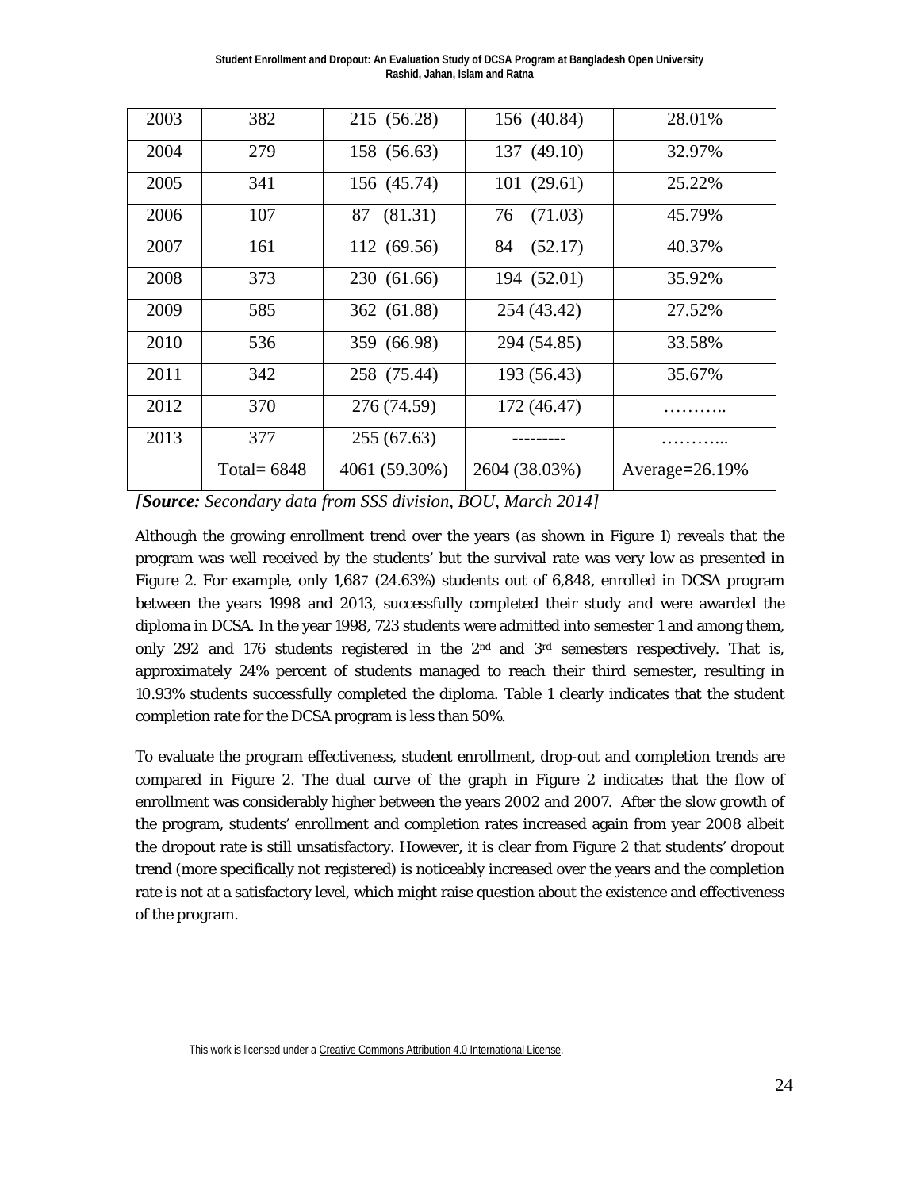| | | | | |
|---|---|---|---|---|
| 2003 | 382 | 215 (56.28) | 156 (40.84) | 28.01% |
| 2004 | 279 | 158 (56.63) | 137 (49.10) | 32.97% |
| 2005 | 341 | 156 (45.74) | 101 (29.61) | 25.22% |
| 2006 | 107 | 87 (81.31) | 76 (71.03) | 45.79% |
| 2007 | 161 | 112 (69.56) | 84 (52.17) | 40.37% |
| 2008 | 373 | 230 (61.66) | 194 (52.01) | 35.92% |
| 2009 | 585 | 362 (61.88) | 254 (43.42) | 27.52% |
| 2010 | 536 | 359 (66.98) | 294 (54.85) | 33.58% |
| 2011 | 342 | 258 (75.44) | 193 (56.43) | 35.67% |
| 2012 | 370 | 276 (74.59) | 172 (46.47) | ……….. |
| 2013 | 377 | 255 (67.63) | --------- | ………... |
| | Total= 6848 | 4061 (59.30%) | 2604 (38.03%) | Average=26.19% |

*[**Source:** Secondary data from SSS division, BOU, March 2014]*

Although the growing enrollment trend over the years (as shown in Figure 1) reveals that the program was well received by the students' but the survival rate was very low as presented in Figure 2. For example, only 1,687 (24.63%) students out of 6,848, enrolled in DCSA program between the years 1998 and 2013, successfully completed their study and were awarded the diploma in DCSA. In the year 1998, 723 students were admitted into semester 1 and among them, only 292 and 176 students registered in the 2nd and 3rd semesters respectively. That is, approximately 24% percent of students managed to reach their third semester, resulting in 10.93% students successfully completed the diploma. Table 1 clearly indicates that the student completion rate for the DCSA program is less than 50%.

To evaluate the program effectiveness, student enrollment, drop-out and completion trends are compared in Figure 2. The dual curve of the graph in Figure 2 indicates that the flow of enrollment was considerably higher between the years 2002 and 2007. After the slow growth of the program, students' enrollment and completion rates increased again from year 2008 albeit the dropout rate is still unsatisfactory. However, it is clear from Figure 2 that students' dropout trend (more specifically not registered) is noticeably increased over the years and the completion rate is not at a satisfactory level, which might raise question about the existence and effectiveness of the program.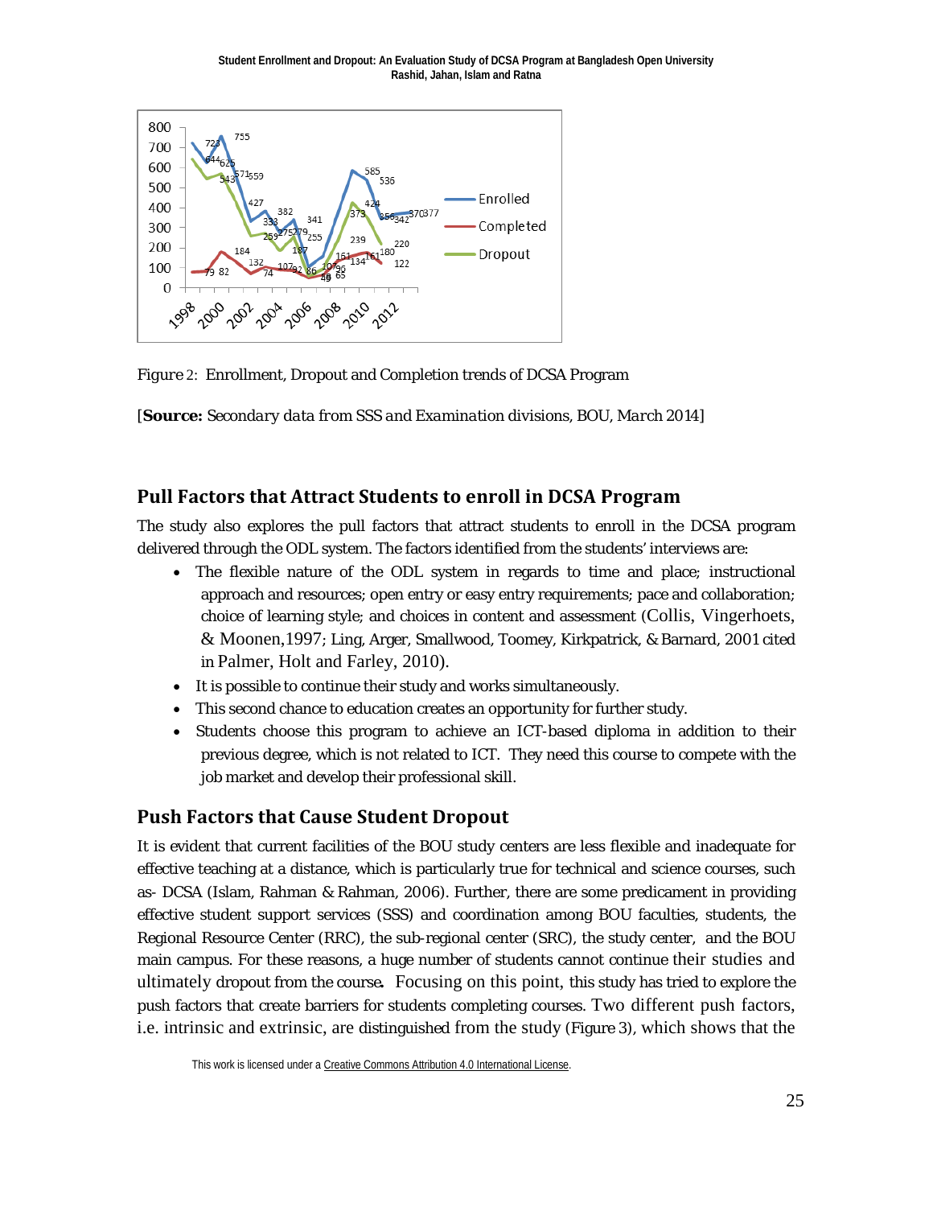800
700
600
500
400
300
200
100
0

1998 2000 2002 2004 2006 2008 2010 2012

723 755 644 625 543 571 559 427 333 382 341 275 279 259 255 187 184 132 107 92 86 79 82 74 107 96 45 65 585 536 424 373 356 342 370 377 239 220 151 161 180 134 122

Enrolled
Completed
Dropout

Figure 2: Enrollment, Dropout and Completion trends of DCSA Program

[**Source:** *Secondary data from SSS and Examination divisions, BOU, March 2014*]

## Pull Factors that Attract Students to enroll in DCSA Program

The study also explores the pull factors that attract students to enroll in the DCSA program delivered through the ODL system. The factors identified from the students' interviews are:

- The flexible nature of the ODL system in regards to time and place; instructional approach and resources; open entry or easy entry requirements; pace and collaboration; choice of learning style; and choices in content and assessment (Collis, Vingerhoets, & Moonen,1997; Ling, Arger, Smallwood, Toomey, Kirkpatrick, & Barnard, 2001 cited in Palmer, Holt and Farley, 2010).
- It is possible to continue their study and works simultaneously.
- This second chance to education creates an opportunity for further study.
- Students choose this program to achieve an ICT-based diploma in addition to their previous degree, which is not related to ICT. They need this course to compete with the job market and develop their professional skill.

## Push Factors that Cause Student Dropout

It is evident that current facilities of the BOU study centers are less flexible and inadequate for effective teaching at a distance, which is particularly true for technical and science courses, such as- DCSA (Islam, Rahman & Rahman, 2006). Further, there are some predicament in providing effective student support services (SSS) and coordination among BOU faculties, students, the Regional Resource Center (RRC), the sub-regional center (SRC), the study center, and the BOU main campus. For these reasons, a huge number of students cannot continue their studies and ultimately dropout from the course**.** Focusing on this point, this study has tried to explore the push factors that create barriers for students completing courses. Two different push factors, i.e. intrinsic and extrinsic, are distinguished from the study (Figure 3), which shows that the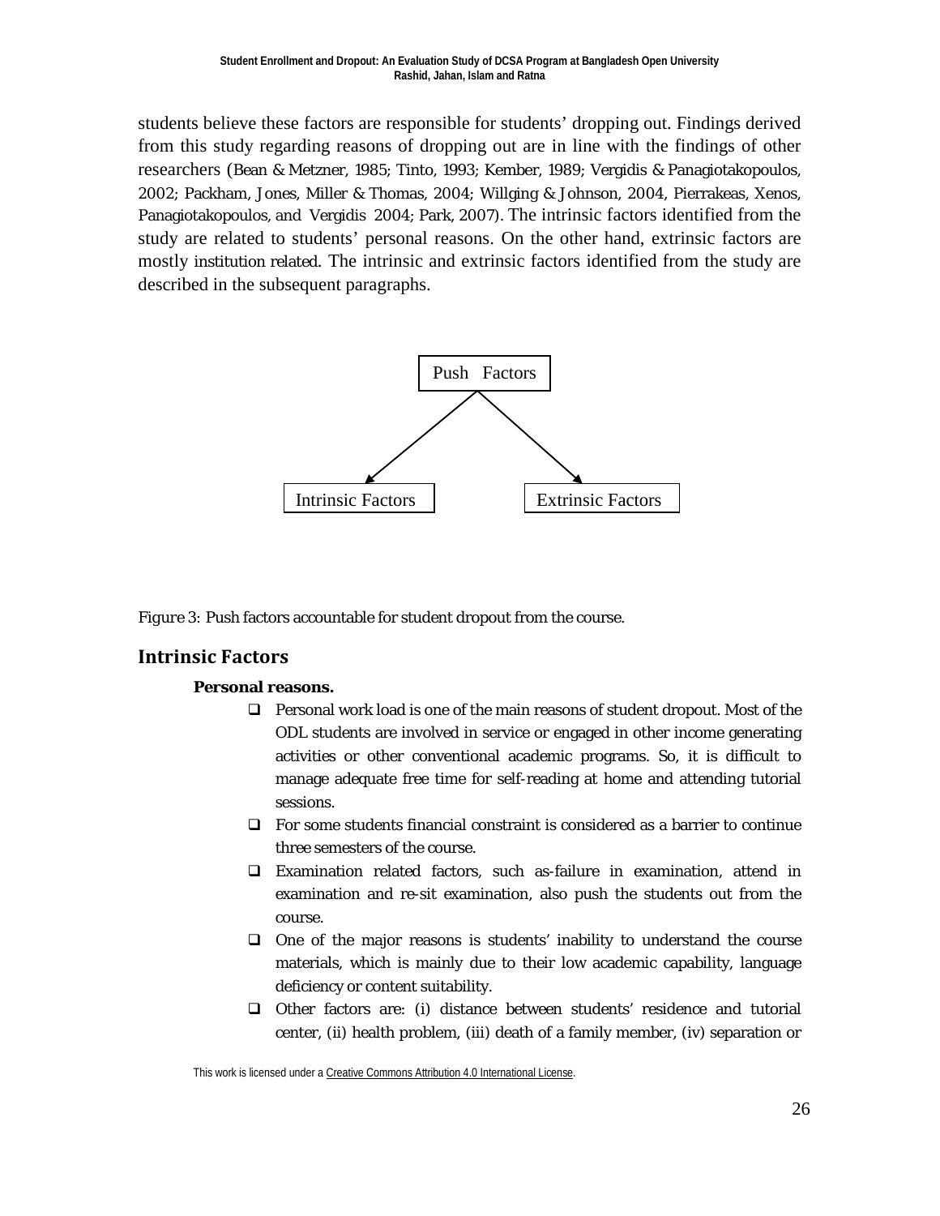students believe these factors are responsible for students' dropping out. Findings derived from this study regarding reasons of dropping out are in line with the findings of other researchers (Bean & Metzner, 1985; Tinto, 1993; Kember, 1989; Vergidis & Panagiotakopoulos, 2002; Packham, Jones, Miller & Thomas, 2004; Willging & Johnson, 2004, Pierrakeas, Xenos, Panagiotakopoulos, and Vergidis 2004; Park, 2007). The intrinsic factors identified from the study are related to students' personal reasons. On the other hand, extrinsic factors are mostly institution related. The intrinsic and extrinsic factors identified from the study are described in the subsequent paragraphs.

Push Factors

Intrinsic Factors

Extrinsic Factors

Figure 3: Push factors accountable for student dropout from the course.

## Intrinsic Factors

**Personal reasons.**

- Personal work load is one of the main reasons of student dropout. Most of the ODL students are involved in service or engaged in other income generating activities or other conventional academic programs. So, it is difficult to manage adequate free time for self-reading at home and attending tutorial sessions.
- For some students financial constraint is considered as a barrier to continue three semesters of the course.
- Examination related factors, such as-failure in examination, attend in examination and re-sit examination, also push the students out from the course.
- One of the major reasons is students' inability to understand the course materials, which is mainly due to their low academic capability, language deficiency or content suitability.
- Other factors are: (i) distance between students' residence and tutorial center, (ii) health problem, (iii) death of a family member, (iv) separation or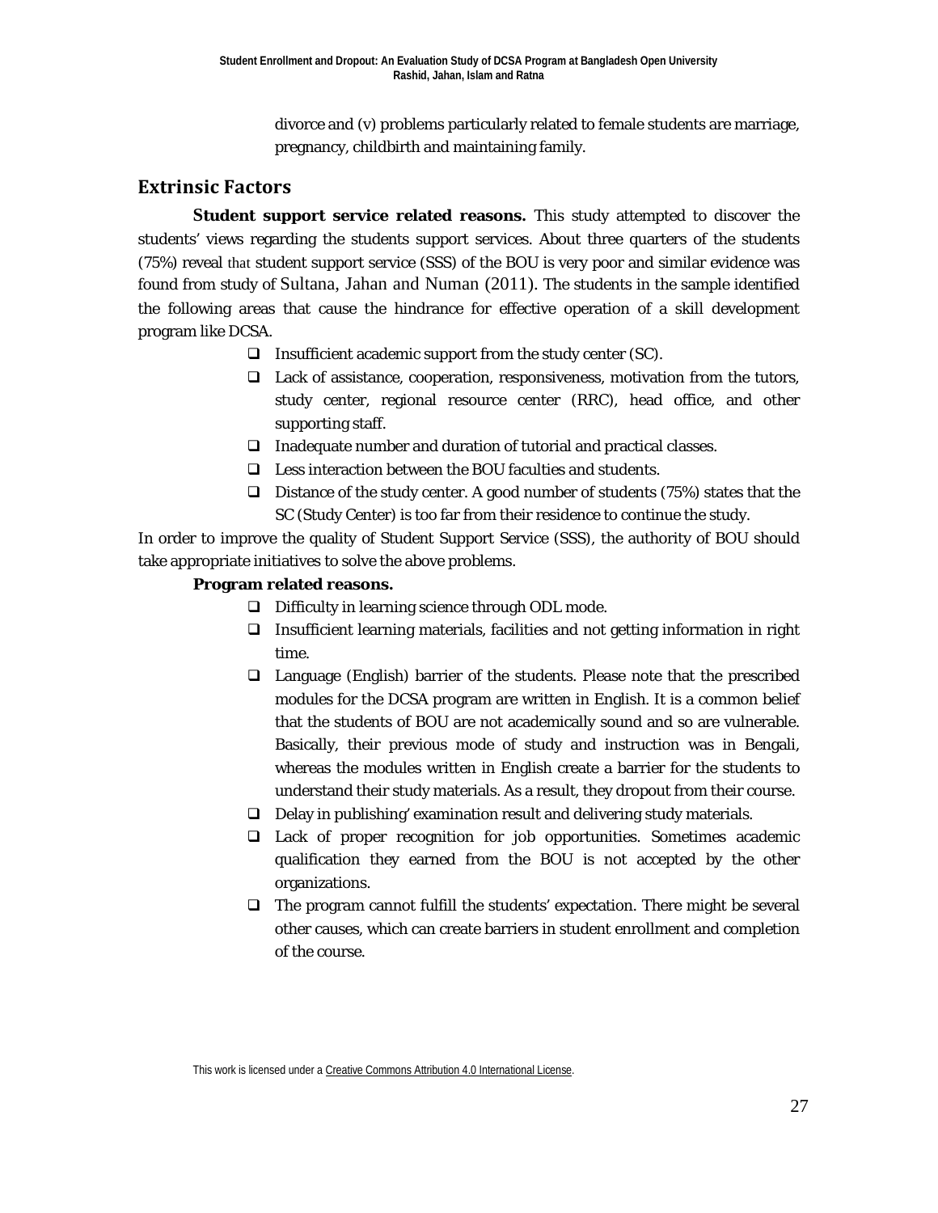divorce and (v) problems particularly related to female students are marriage, pregnancy, childbirth and maintaining family.

## Extrinsic Factors

**Student support service related reasons.** This study attempted to discover the students' views regarding the students support services. About three quarters of the students (75%) reveal that student support service (SSS) of the BOU is very poor and similar evidence was found from study of Sultana, Jahan and Numan (2011). The students in the sample identified the following areas that cause the hindrance for effective operation of a skill development program like DCSA.

- Insufficient academic support from the study center (SC).
- Lack of assistance, cooperation, responsiveness, motivation from the tutors, study center, regional resource center (RRC), head office, and other supporting staff.
- Inadequate number and duration of tutorial and practical classes.
- Less interaction between the BOU faculties and students.
- Distance of the study center. A good number of students (75%) states that the SC (Study Center) is too far from their residence to continue the study.

In order to improve the quality of Student Support Service (SSS), the authority of BOU should take appropriate initiatives to solve the above problems.

**Program related reasons.**

- Difficulty in learning science through ODL mode.
- Insufficient learning materials, facilities and not getting information in right time.
- Language (English) barrier of the students. Please note that the prescribed modules for the DCSA program are written in English. It is a common belief that the students of BOU are not academically sound and so are vulnerable. Basically, their previous mode of study and instruction was in Bengali, whereas the modules written in English create a barrier for the students to understand their study materials. As a result, they dropout from their course.
- Delay in publishing' examination result and delivering study materials.
- Lack of proper recognition for job opportunities. Sometimes academic qualification they earned from the BOU is not accepted by the other organizations.
- The program cannot fulfill the students' expectation. There might be several other causes, which can create barriers in student enrollment and completion of the course.

This work is licensed under a Creative Commons Attribution 4.0 International License.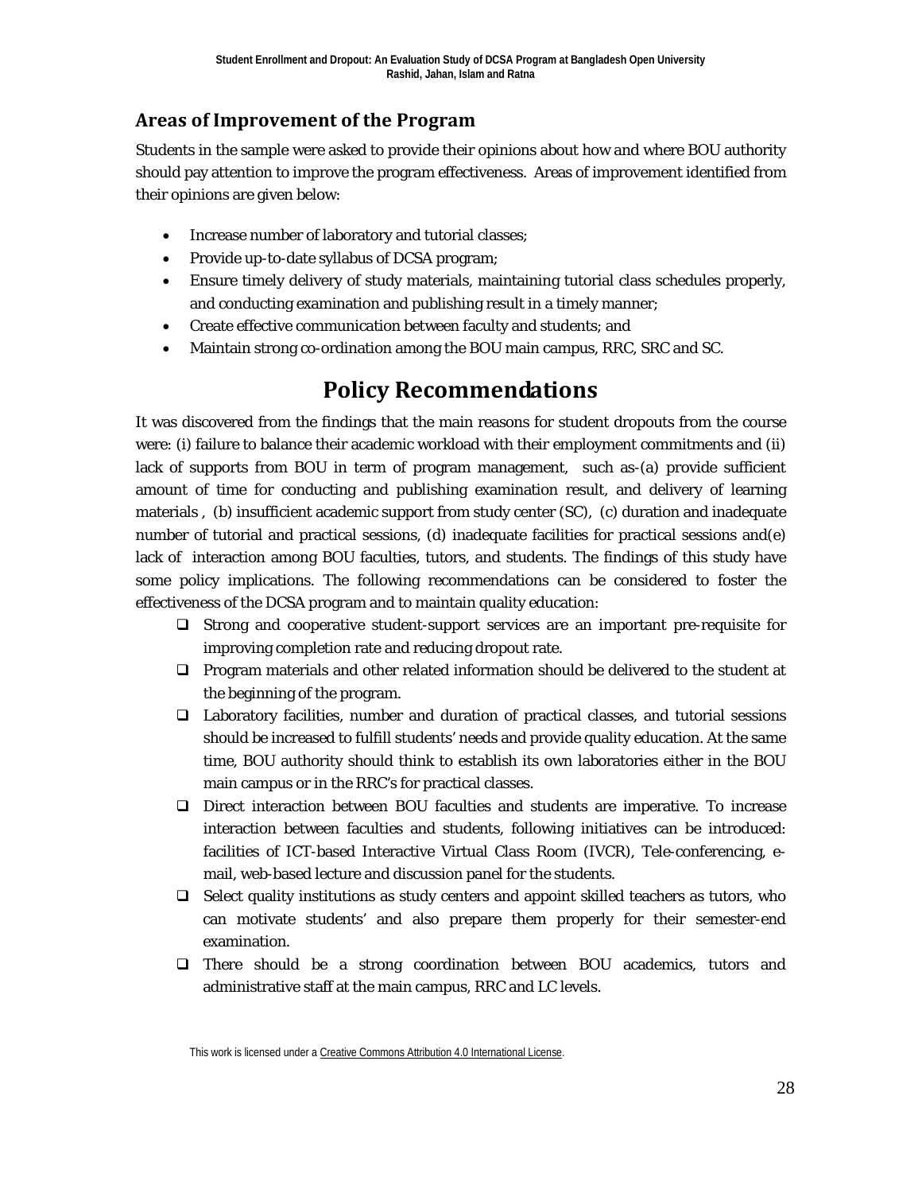## Areas of Improvement of the Program

Students in the sample were asked to provide their opinions about how and where BOU authority should pay attention to improve the program effectiveness. Areas of improvement identified from their opinions are given below:

- Increase number of laboratory and tutorial classes;
- Provide up-to-date syllabus of DCSA program;
- Ensure timely delivery of study materials, maintaining tutorial class schedules properly, and conducting examination and publishing result in a timely manner;
- Create effective communication between faculty and students; and
- Maintain strong co-ordination among the BOU main campus, RRC, SRC and SC.

# Policy Recommendations

It was discovered from the findings that the main reasons for student dropouts from the course were: (i) failure to balance their academic workload with their employment commitments and (ii) lack of supports from BOU in term of program management, such as-(a) provide sufficient amount of time for conducting and publishing examination result, and delivery of learning materials , (b) insufficient academic support from study center (SC), (c) duration and inadequate number of tutorial and practical sessions, (d) inadequate facilities for practical sessions and(e) lack of interaction among BOU faculties, tutors, and students. The findings of this study have some policy implications. The following recommendations can be considered to foster the effectiveness of the DCSA program and to maintain quality education:

- Strong and cooperative student-support services are an important pre-requisite for improving completion rate and reducing dropout rate.
- Program materials and other related information should be delivered to the student at the beginning of the program.
- Laboratory facilities, number and duration of practical classes, and tutorial sessions should be increased to fulfill students' needs and provide quality education. At the same time, BOU authority should think to establish its own laboratories either in the BOU main campus or in the RRC's for practical classes.
- Direct interaction between BOU faculties and students are imperative. To increase interaction between faculties and students, following initiatives can be introduced: facilities of ICT-based Interactive Virtual Class Room (IVCR), Tele-conferencing, e-mail, web-based lecture and discussion panel for the students.
- Select quality institutions as study centers and appoint skilled teachers as tutors, who can motivate students' and also prepare them properly for their semester-end examination.
- There should be a strong coordination between BOU academics, tutors and administrative staff at the main campus, RRC and LC levels.

This work is licensed under a Creative Commons Attribution 4.0 International License.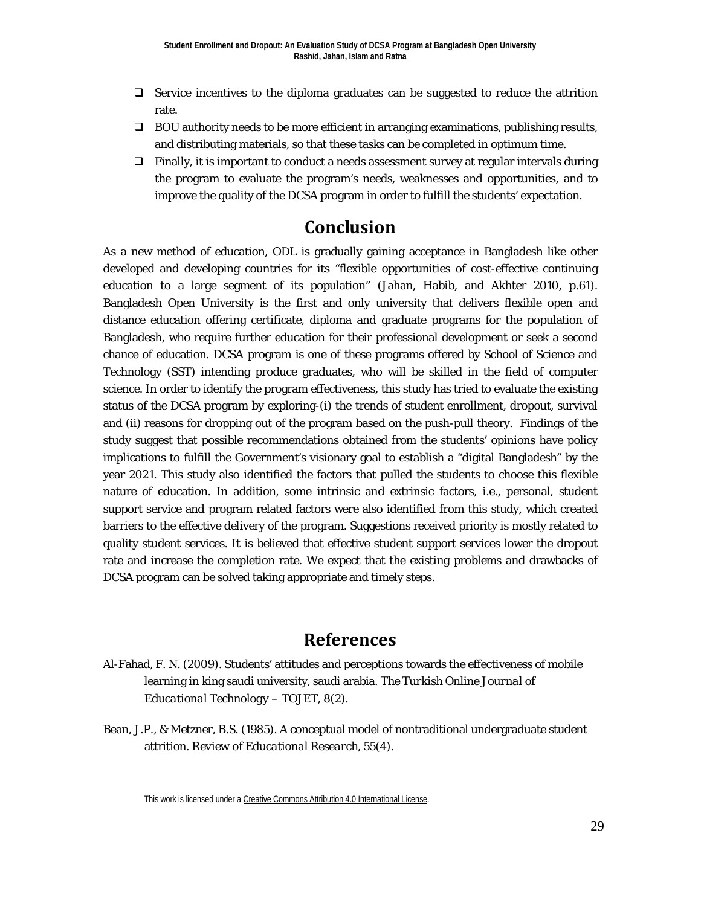- Service incentives to the diploma graduates can be suggested to reduce the attrition rate.
- BOU authority needs to be more efficient in arranging examinations, publishing results, and distributing materials, so that these tasks can be completed in optimum time.
- Finally, it is important to conduct a needs assessment survey at regular intervals during the program to evaluate the program's needs, weaknesses and opportunities, and to improve the quality of the DCSA program in order to fulfill the students' expectation.

## Conclusion

As a new method of education, ODL is gradually gaining acceptance in Bangladesh like other developed and developing countries for its "flexible opportunities of cost-effective continuing education to a large segment of its population" (Jahan, Habib, and Akhter 2010, p.61). Bangladesh Open University is the first and only university that delivers flexible open and distance education offering certificate, diploma and graduate programs for the population of Bangladesh, who require further education for their professional development or seek a second chance of education. DCSA program is one of these programs offered by School of Science and Technology (SST) intending produce graduates, who will be skilled in the field of computer science. In order to identify the program effectiveness, this study has tried to evaluate the existing status of the DCSA program by exploring-(i) the trends of student enrollment, dropout, survival and (ii) reasons for dropping out of the program based on the push-pull theory. Findings of the study suggest that possible recommendations obtained from the students' opinions have policy implications to fulfill the Government's visionary goal to establish a "digital Bangladesh" by the year 2021. This study also identified the factors that pulled the students to choose this flexible nature of education. In addition, some intrinsic and extrinsic factors, i.e., personal, student support service and program related factors were also identified from this study, which created barriers to the effective delivery of the program. Suggestions received priority is mostly related to quality student services. It is believed that effective student support services lower the dropout rate and increase the completion rate. We expect that the existing problems and drawbacks of DCSA program can be solved taking appropriate and timely steps.

## References

Al-Fahad, F. N. (2009). Students' attitudes and perceptions towards the effectiveness of mobile learning in king saudi university, saudi arabia. *The Turkish Online Journal of Educational Technology – TOJET, 8*(2).

Bean, J.P., & Metzner, B.S. (1985). A conceptual model of nontraditional undergraduate student attrition. *Review of Educational Research, 55*(4).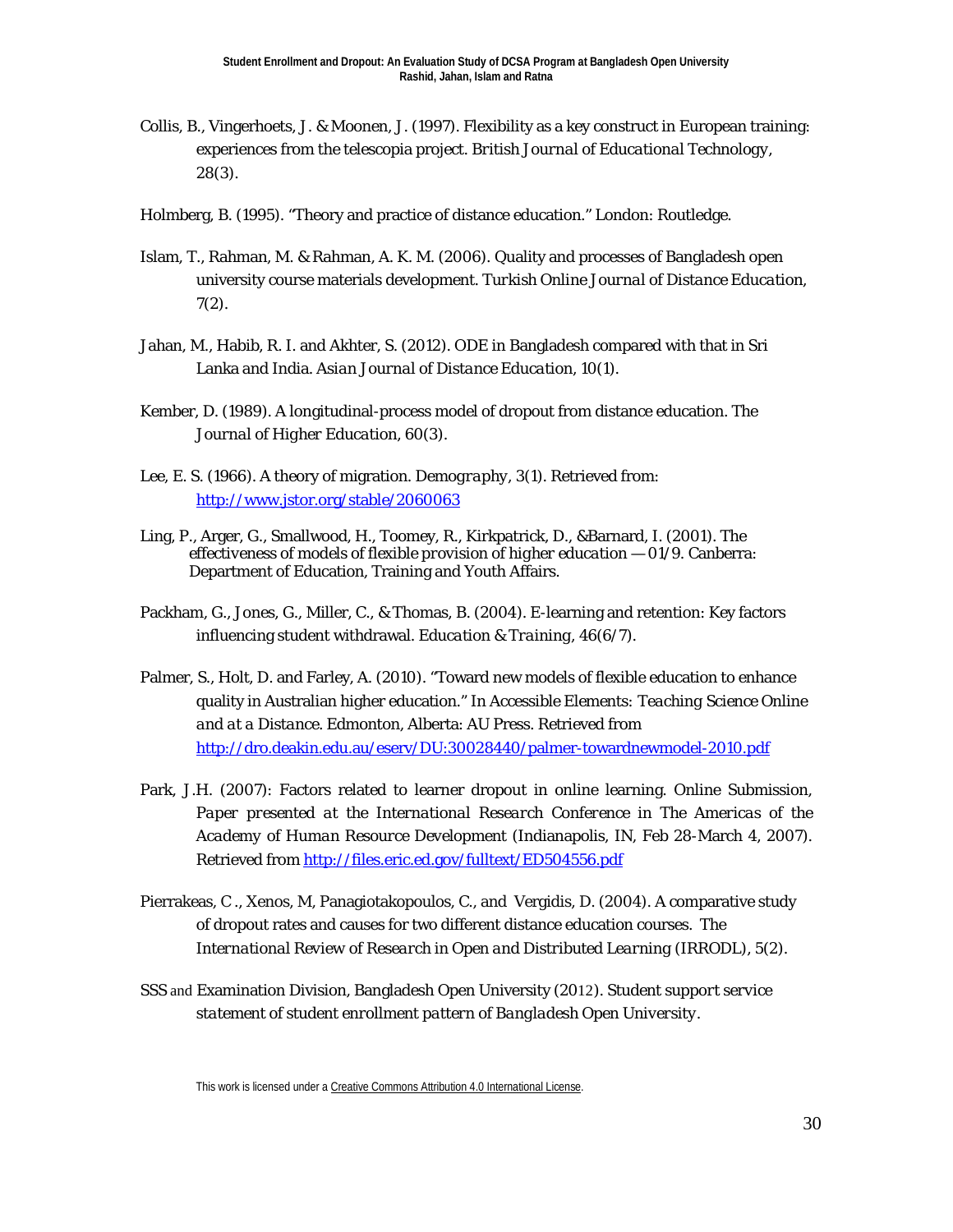Collis, B., Vingerhoets, J. & Moonen, J. (1997). Flexibility as a key construct in European training: experiences from the telescopia project. *British Journal of Educational Technology*, 28(3).

Holmberg, B. (1995). "Theory and practice of distance education." London: Routledge.

Islam, T., Rahman, M. & Rahman, A. K. M. (2006). Quality and processes of Bangladesh open university course materials development. *Turkish Online Journal of Distance Education*, 7(2).

Jahan, M., Habib, R. I. and Akhter, S. (2012). ODE in Bangladesh compared with that in Sri Lanka and India. *Asian Journal of Distance Education*, 10(1).

Kember, D. (1989). A longitudinal-process model of dropout from distance education. *The Journal of Higher Education*, 60(3).

Lee, E. S. (1966). A theory of migration. *Demography*, 3(1). Retrieved from: http://www.jstor.org/stable/2060063

Ling, P., Arger, G., Smallwood, H., Toomey, R., Kirkpatrick, D., &Barnard, I. (2001). The effectiveness of models of flexible provision of higher education — 01/9. Canberra: Department of Education, Training and Youth Affairs.

Packham, G., Jones, G., Miller, C., & Thomas, B. (2004). E-learning and retention: Key factors influencing student withdrawal. *Education & Training*, 46(6/7).

Palmer, S., Holt, D. and Farley, A. (2010). "Toward new models of flexible education to enhance quality in Australian higher education." In *Accessible Elements: Teaching Science Online and at a Distance*. Edmonton, Alberta: AU Press. Retrieved from http://dro.deakin.edu.au/eserv/DU:30028440/palmer-towardnewmodel-2010.pdf

Park, J.H. (2007): Factors related to learner dropout in online learning. Online Submission, *Paper presented at the International Research Conference in The Americas of the Academy of Human Resource Development* (Indianapolis, IN, Feb 28-March 4, 2007). Retrieved from http://files.eric.ed.gov/fulltext/ED504556.pdf

Pierrakeas, C ., Xenos, M, Panagiotakopoulos, C., and Vergidis, D. (2004). A comparative study of dropout rates and causes for two different distance education courses. *The International Review of Research in Open and Distributed Learning (IRRODL)*, 5(2).

SSS and Examination Division, Bangladesh Open University (2012). *Student support service statement of student enrollment pattern of Bangladesh Open University*.

This work is licensed under a Creative Commons Attribution 4.0 International License.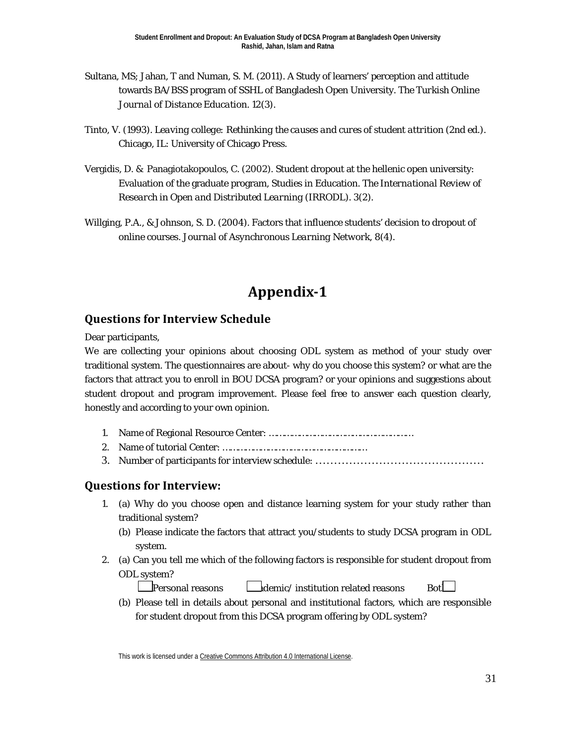Sultana, MS; Jahan, T and Numan, S. M. (2011). A Study of learners' perception and attitude towards BA/BSS program of SSHL of Bangladesh Open University. *The Turkish Online Journal of Distance Education*. 12(3).

Tinto, V. (1993). *Leaving college: Rethinking the causes and cures of student attrition* (2nd ed.). Chicago, IL: University of Chicago Press.

Vergidis, D. & Panagiotakopoulos, C. (2002). Student dropout at the hellenic open university: Evaluation of the graduate program, Studies in Education. *The International Review of Research in Open and Distributed Learning (IRRODL)*. 3(2).

Willging, P.A., & Johnson, S. D. (2004). Factors that influence students' decision to dropout of online courses. *Journal of Asynchronous Learning Network*, 8(4).

# Appendix-1

## Questions for Interview Schedule

Dear participants,

We are collecting your opinions about choosing ODL system as method of your study over traditional system. The questionnaires are about- why do you choose this system? or what are the factors that attract you to enroll in BOU DCSA program? or your opinions and suggestions about student dropout and program improvement. Please feel free to answer each question clearly, honestly and according to your own opinion.

1. Name of Regional Resource Center: ……………………………………………
2. Name of tutorial Center: ……………………………………………
3. Number of participants for interview schedule: ………………………………………

## Questions for Interview:

1. (a) Why do you choose open and distance learning system for your study rather than traditional system?
   (b) Please indicate the factors that attract you/students to study DCSA program in ODL system.
2. (a) Can you tell me which of the following factors is responsible for student dropout from ODL system?

   ☐ Personal reasons ☐ Academic/ institution related reasons Both ☐

   (b) Please tell in details about personal and institutional factors, which are responsible for student dropout from this DCSA program offering by ODL system?

This work is licensed under a Creative Commons Attribution 4.0 International License.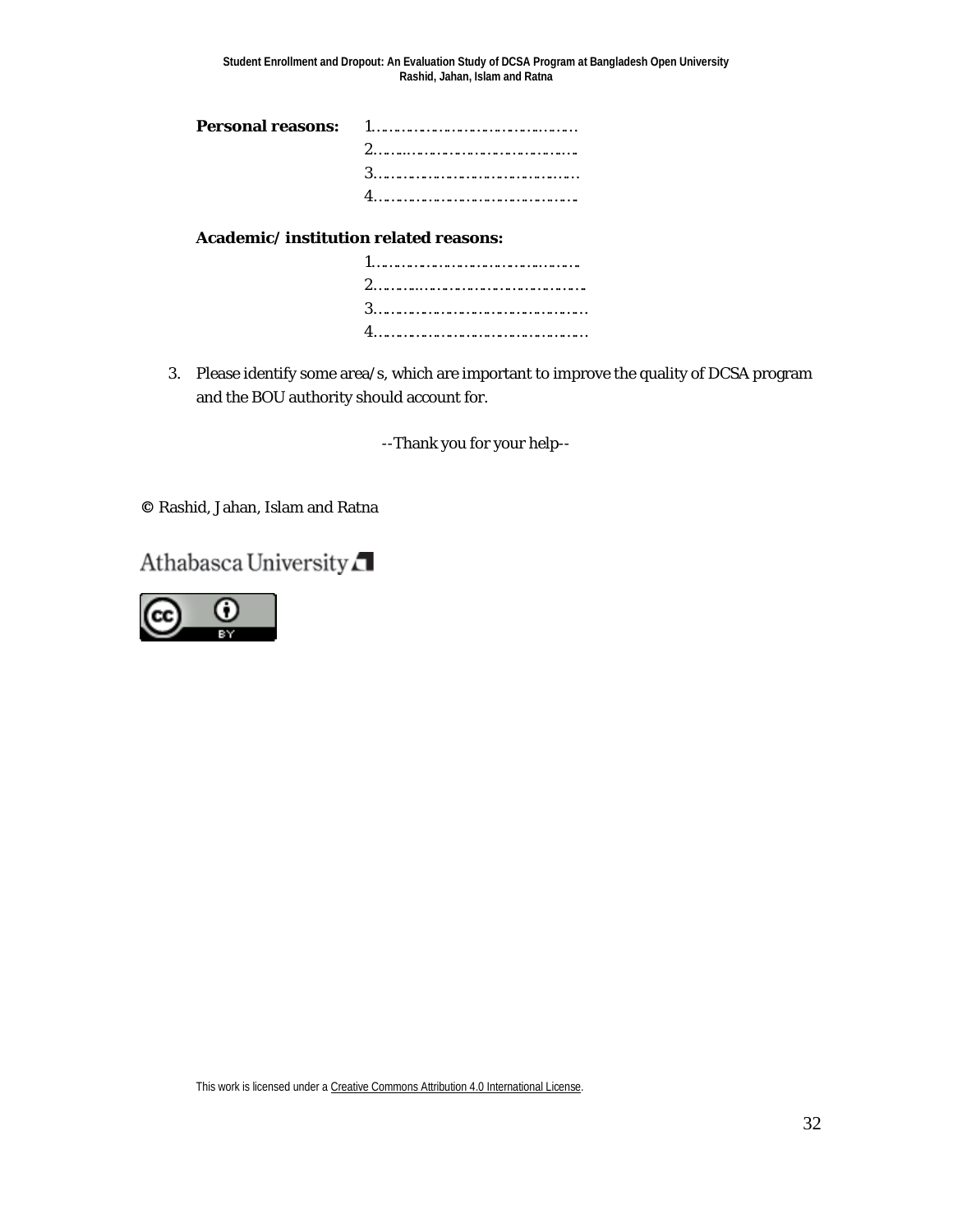**Personal reasons:** 1……………………………………………
2……………………………………………
3……………………………………………
4……………………………………………

**Academic/ institution related reasons:**

1……………………………………………
2……………………………………………
3……………………………………………
4……………………………………………

3. Please identify some area/s, which are important to improve the quality of DCSA program and the BOU authority should account for.

--Thank you for your help--

© Rashid, Jahan, Islam and Ratna

Athabasca University

This work is licensed under a Creative Commons Attribution 4.0 International License.